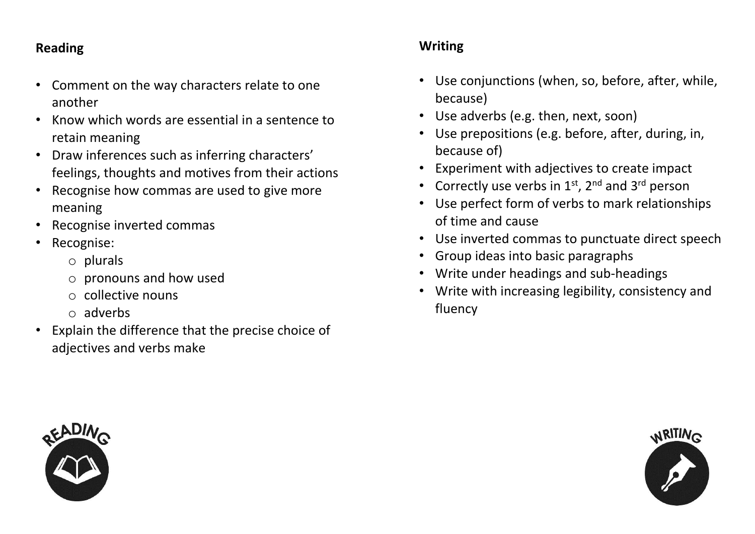## Reading

- Comment on the way characters relate to one another
- Know which words are essential in a sentence to retain meaning
- Draw inferences such as inferring characters' feelings, thoughts and motives from their actions
- Recognise how commas are used to give more meaning
- Recognise inverted commas
- Recognise:
  - plurals
  - pronouns and how used
  - collective nouns
  - adverbs
- Explain the difference that the precise choice of adjectives and verbs make

## Writing

- Use conjunctions (when, so, before, after, while, because)
- Use adverbs (e.g. then, next, soon)
- Use prepositions (e.g. before, after, during, in, because of)
- Experiment with adjectives to create impact
- Correctly use verbs in 1st, 2nd and 3rd person
- Use perfect form of verbs to mark relationships of time and cause
- Use inverted commas to punctuate direct speech
- Group ideas into basic paragraphs
- Write under headings and sub-headings
- Write with increasing legibility, consistency and fluency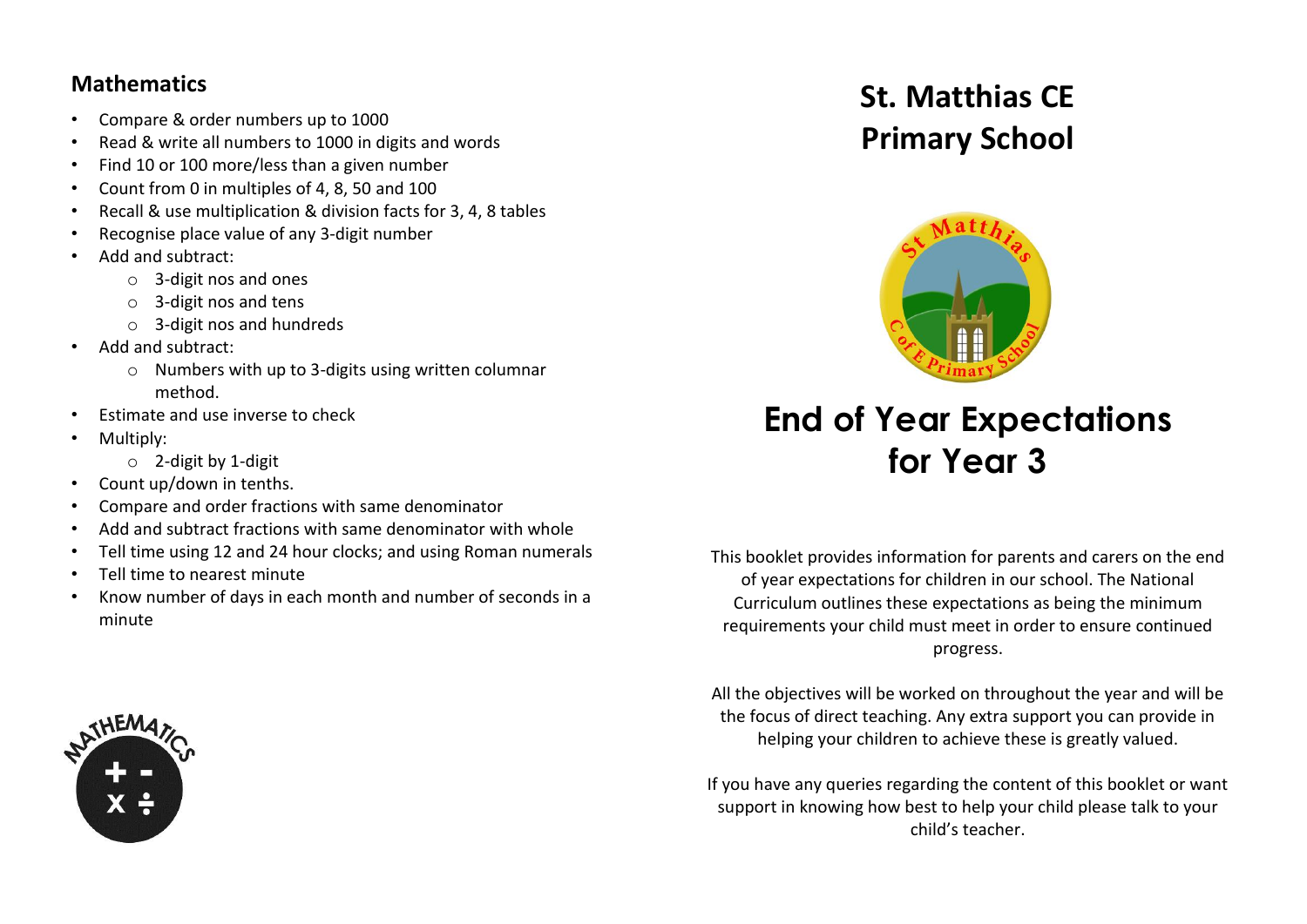## Mathematics

- Compare & order numbers up to 1000
- Read & write all numbers to 1000 in digits and words
- Find 10 or 100 more/less than a given number
- Count from 0 in multiples of 4, 8, 50 and 100
- Recall & use multiplication & division facts for 3, 4, 8 tables
- Recognise place value of any 3-digit number
- Add and subtract:
  - 3-digit nos and ones
  - 3-digit nos and tens
  - 3-digit nos and hundreds
- Add and subtract:
  - Numbers with up to 3-digits using written columnar method.
- Estimate and use inverse to check
- Multiply:
  - 2-digit by 1-digit
- Count up/down in tenths.
- Compare and order fractions with same denominator
- Add and subtract fractions with same denominator with whole
- Tell time using 12 and 24 hour clocks; and using Roman numerals
- Tell time to nearest minute
- Know number of days in each month and number of seconds in a minute

# St. Matthias CE Primary School

# End of Year Expectations for Year 3

This booklet provides information for parents and carers on the end of year expectations for children in our school. The National Curriculum outlines these expectations as being the minimum requirements your child must meet in order to ensure continued progress.

All the objectives will be worked on throughout the year and will be the focus of direct teaching. Any extra support you can provide in helping your children to achieve these is greatly valued.

If you have any queries regarding the content of this booklet or want support in knowing how best to help your child please talk to your child's teacher.